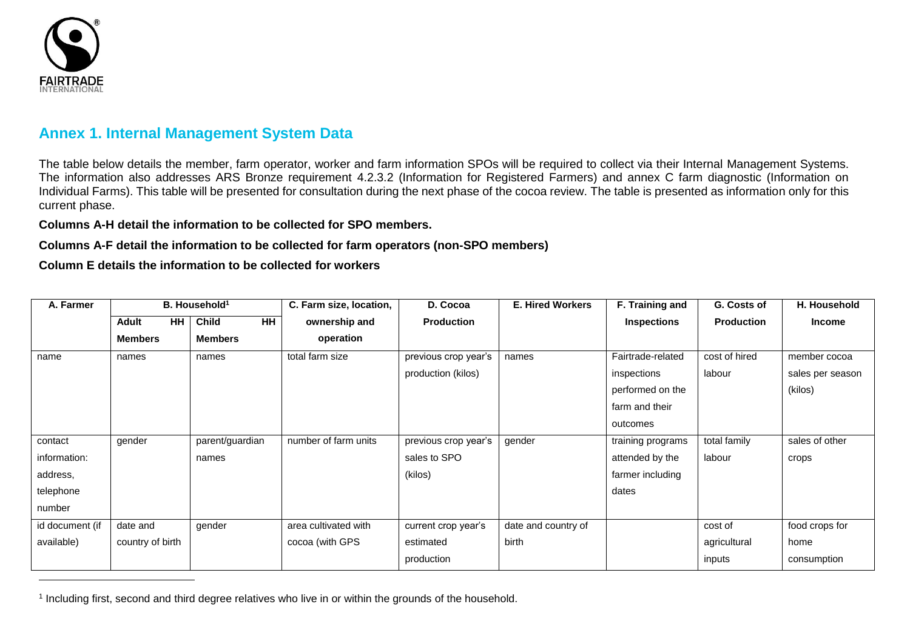## Annex 1. Internal Management System Data

The table below details the member, farm operator, worker and farm information SPOs will be required to collect via their Internal Management Systems. The information also addresses ARS Bronze requirement 4.2.3.2 (Information for Registered Farmers) and annex C farm diagnostic (Information on Individual Farms). This table will be presented for consultation during the next phase of the cocoa review. The table is presented as information only for this current phase.

**Columns A-H detail the information to be collected for SPO members.**

**Columns A-F detail the information to be collected for farm operators (non-SPO members)**

**Column E details the information to be collected for workers**

| A. Farmer | B. Household[1] | | C. Farm size, location, ownership and operation | D. Cocoa Production | E. Hired Workers | F. Training and Inspections | G. Costs of Production | H. Household Income |
|---|---|---|---|---|---|---|---|---|
| | Adult HH Members | Child HH Members | | | | | | |
| name | names | names | total farm size | previous crop year's production (kilos) | names | Fairtrade-related inspections performed on the farm and their outcomes | cost of hired labour | member cocoa sales per season (kilos) |
| contact information: address, telephone number | gender | parent/guardian names | number of farm units | previous crop year's sales to SPO (kilos) | gender | training programs attended by the farmer including dates | total family labour | sales of other crops |
| id document (if available) | date and country of birth | gender | area cultivated with cocoa (with GPS | current crop year's estimated production | date and country of birth | | cost of agricultural inputs | food crops for home consumption |

[1] Including first, second and third degree relatives who live in or within the grounds of the household.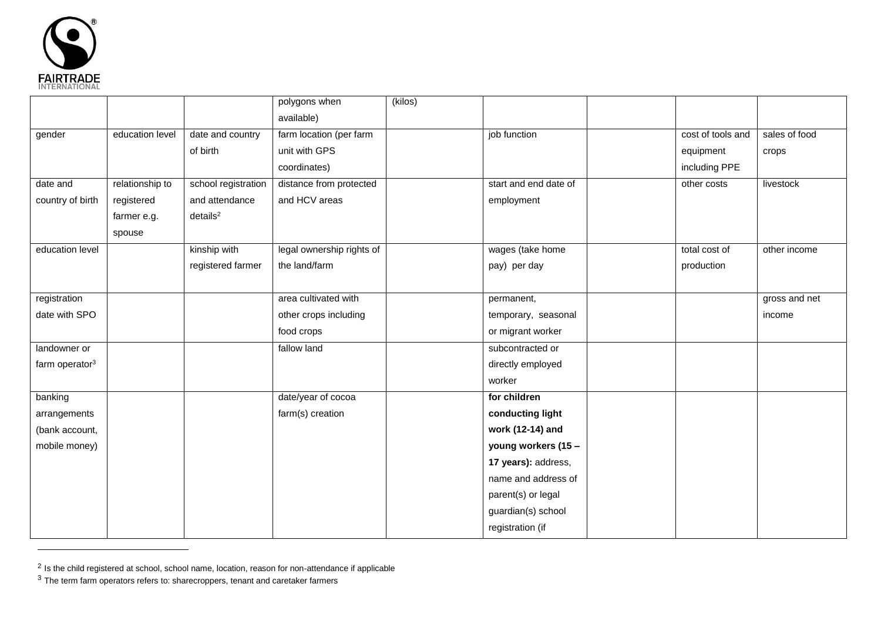| | | | polygons when available) | (kilos) | | | | |
|---|---|---|---|---|---|---|---|---|
| gender | education level | date and country of birth | farm location (per farm unit with GPS coordinates) | | job function | | cost of tools and equipment including PPE | sales of food crops |
| date and country of birth | relationship to registered farmer e.g. spouse | school registration and attendance details[2] | distance from protected and HCV areas | | start and end date of employment | | other costs | livestock |
| education level | | kinship with registered farmer | legal ownership rights of the land/farm | | wages (take home pay) per day | | total cost of production | other income |
| registration date with SPO | | | area cultivated with other crops including food crops | | permanent, temporary, seasonal or migrant worker | | | gross and net income |
| landowner or farm operator[3] | | | fallow land | | subcontracted or directly employed worker | | | |
| banking arrangements (bank account, mobile money) | | | date/year of cocoa farm(s) creation | | **for children conducting light work (12-14) and young workers (15 – 17 years):** address, name and address of parent(s) or legal guardian(s) school registration (if | | | |

[2] Is the child registered at school, school name, location, reason for non-attendance if applicable

[3] The term farm operators refers to: sharecroppers, tenant and caretaker farmers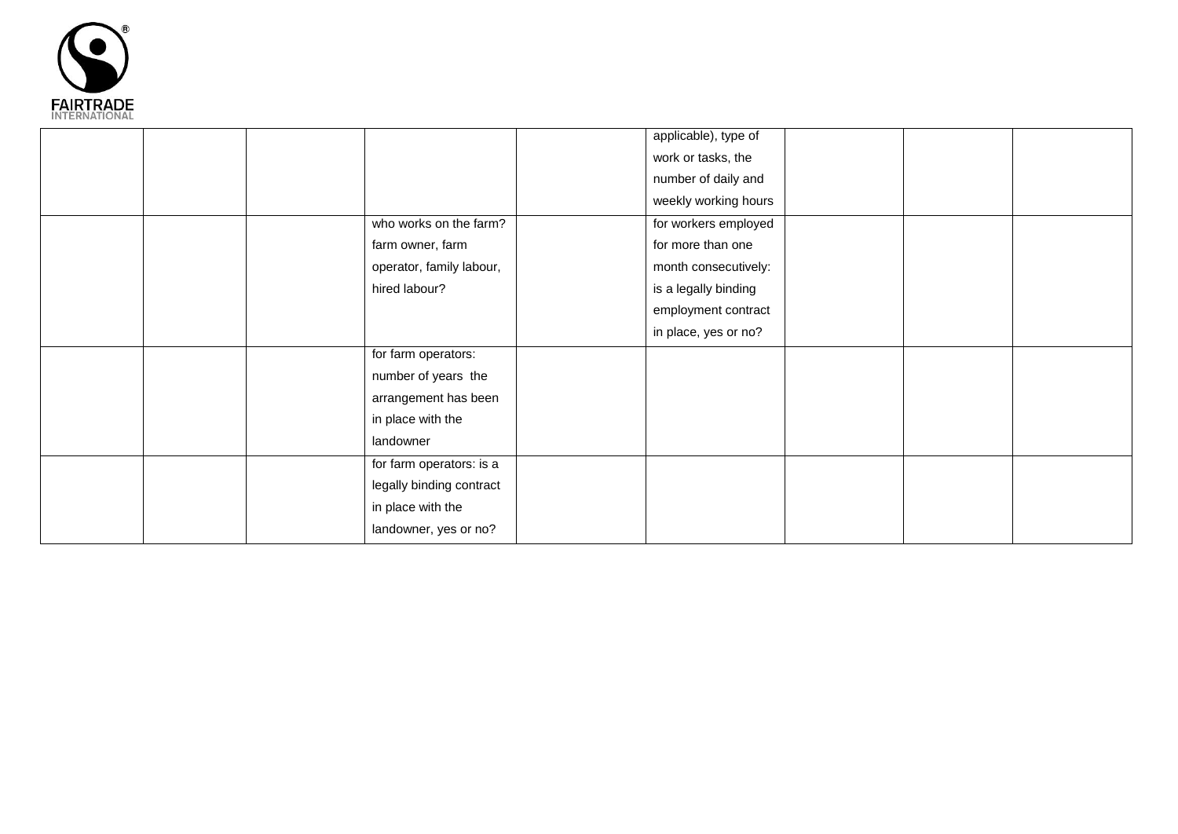| | | | | | | | | |
|---|---|---|---|---|---|---|---|---|
| | | | | | applicable), type of work or tasks, the number of daily and weekly working hours | | | |
| | | | who works on the farm? farm owner, farm operator, family labour, hired labour? | | for workers employed for more than one month consecutively: is a legally binding employment contract in place, yes or no? | | | |
| | | | for farm operators: number of years the arrangement has been in place with the landowner | | | | | |
| | | | for farm operators: is a legally binding contract in place with the landowner, yes or no? | | | | | |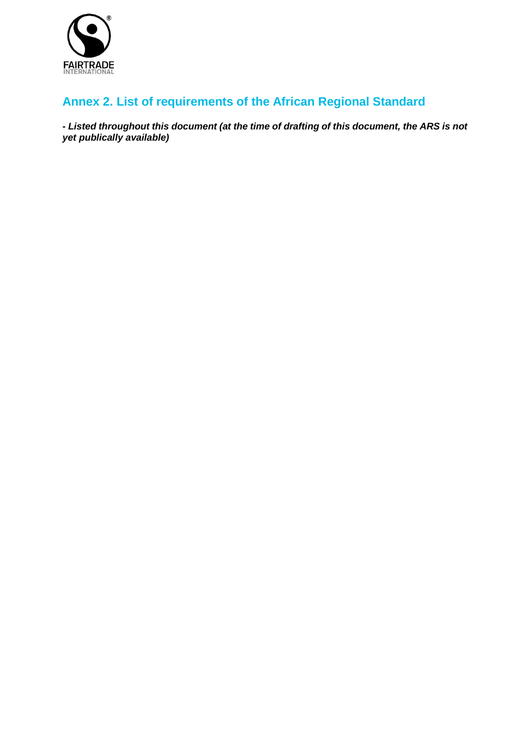## Annex 2. List of requirements of the African Regional Standard

***- Listed throughout this document (at the time of drafting of this document, the ARS is not yet publically available)***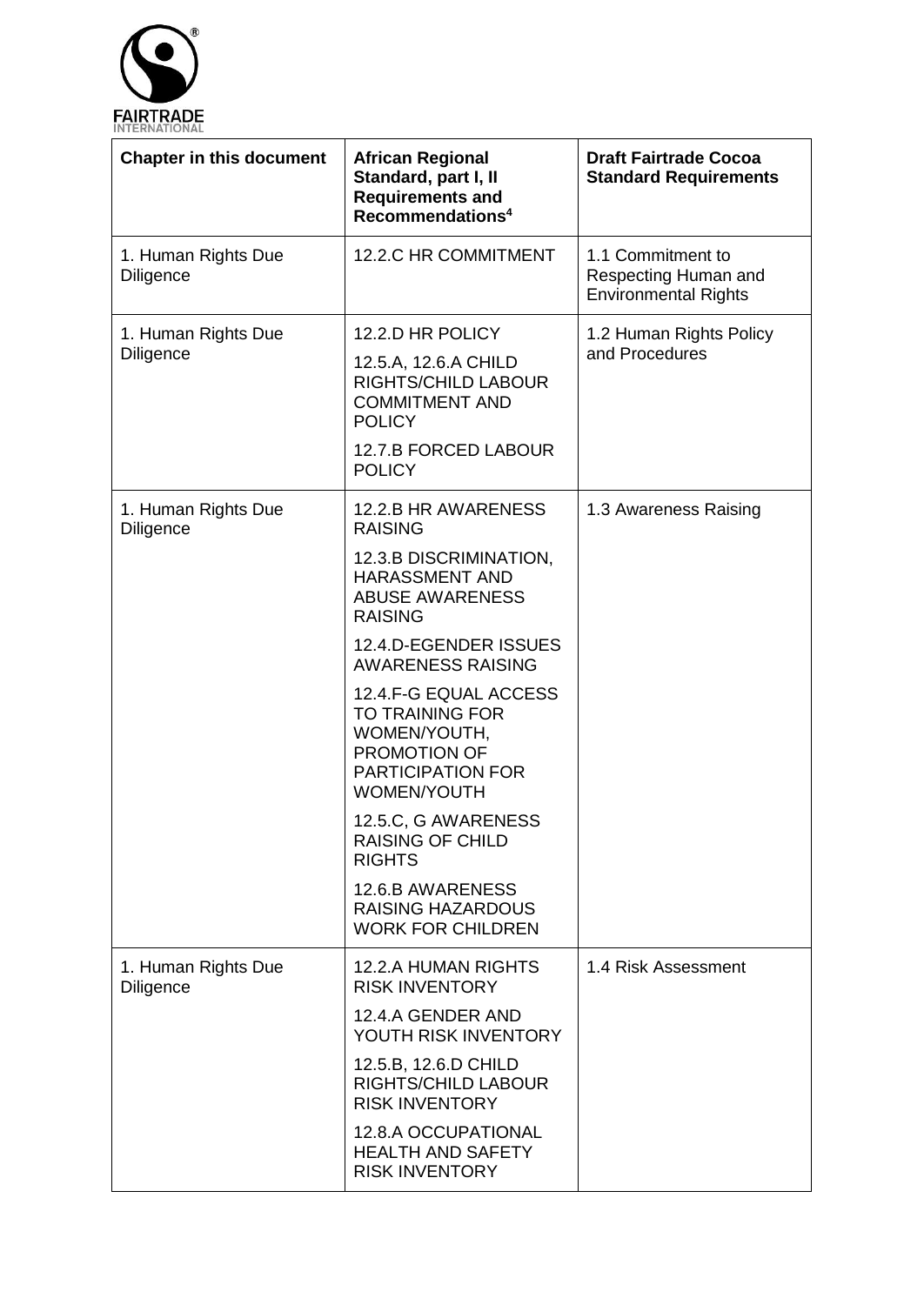| Chapter in this document | African Regional Standard, part I, II Requirements and Recommendations[4] | Draft Fairtrade Cocoa Standard Requirements |
|---|---|---|
| 1. Human Rights Due Diligence | 12.2.C HR COMMITMENT | 1.1 Commitment to Respecting Human and Environmental Rights |
| 1. Human Rights Due Diligence | 12.2.D HR POLICY<br><br>12.5.A, 12.6.A CHILD RIGHTS/CHILD LABOUR COMMITMENT AND POLICY<br><br>12.7.B FORCED LABOUR POLICY | 1.2 Human Rights Policy and Procedures |
| 1. Human Rights Due Diligence | 12.2.B HR AWARENESS RAISING<br><br>12.3.B DISCRIMINATION, HARASSMENT AND ABUSE AWARENESS RAISING<br><br>12.4.D-EGENDER ISSUES AWARENESS RAISING<br><br>12.4.F-G EQUAL ACCESS TO TRAINING FOR WOMEN/YOUTH, PROMOTION OF PARTICIPATION FOR WOMEN/YOUTH<br><br>12.5.C, G AWARENESS RAISING OF CHILD RIGHTS<br><br>12.6.B AWARENESS RAISING HAZARDOUS WORK FOR CHILDREN | 1.3 Awareness Raising |
| 1. Human Rights Due Diligence | 12.2.A HUMAN RIGHTS RISK INVENTORY<br><br>12.4.A GENDER AND YOUTH RISK INVENTORY<br><br>12.5.B, 12.6.D CHILD RIGHTS/CHILD LABOUR RISK INVENTORY<br><br>12.8.A OCCUPATIONAL HEALTH AND SAFETY RISK INVENTORY | 1.4 Risk Assessment |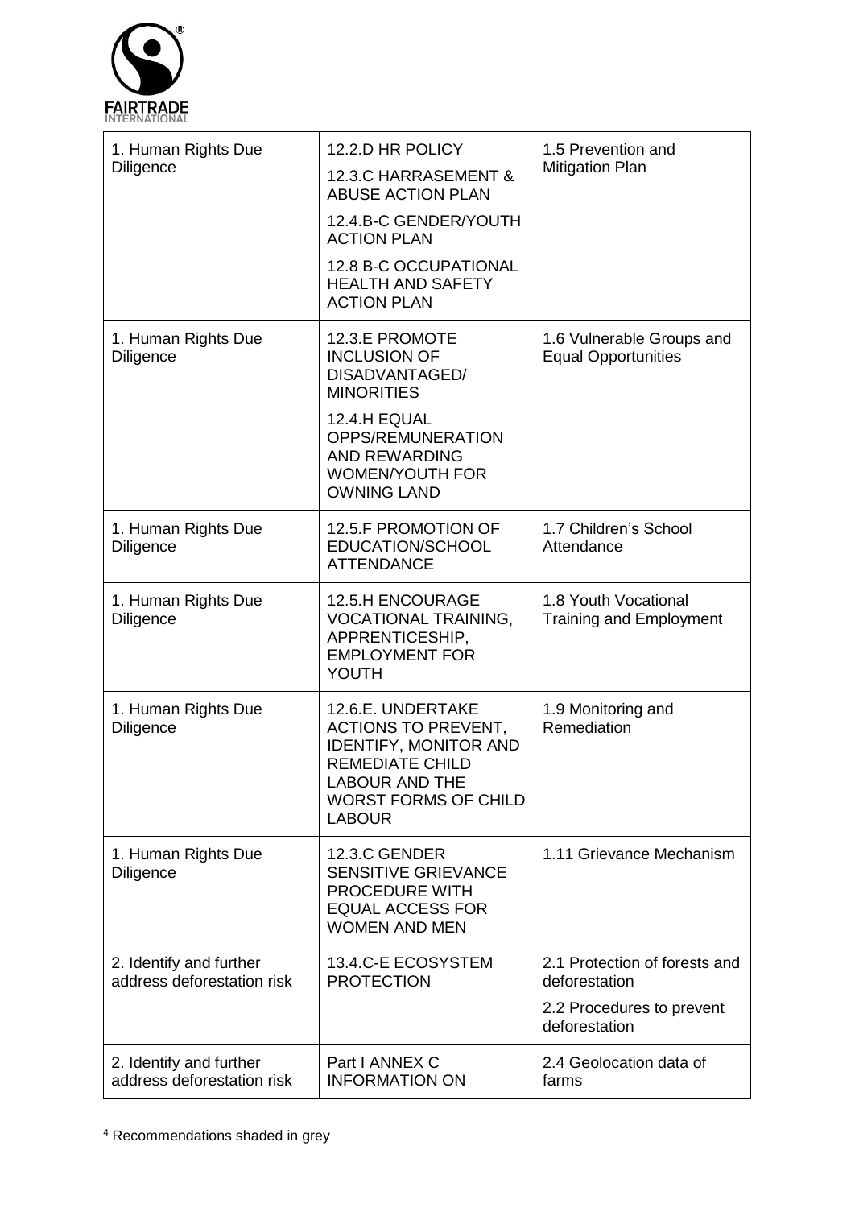| | | |
|---|---|---|
| 1. Human Rights Due Diligence | 12.2.D HR POLICY<br>12.3.C HARRASEMENT & ABUSE ACTION PLAN<br>12.4.B-C GENDER/YOUTH ACTION PLAN<br>12.8 B-C OCCUPATIONAL HEALTH AND SAFETY ACTION PLAN | 1.5 Prevention and Mitigation Plan |
| 1. Human Rights Due Diligence | 12.3.E PROMOTE INCLUSION OF DISADVANTAGED/ MINORITIES<br>12.4.H EQUAL OPPS/REMUNERATION AND REWARDING WOMEN/YOUTH FOR OWNING LAND | 1.6 Vulnerable Groups and Equal Opportunities |
| 1. Human Rights Due Diligence | 12.5.F PROMOTION OF EDUCATION/SCHOOL ATTENDANCE | 1.7 Children's School Attendance |
| 1. Human Rights Due Diligence | 12.5.H ENCOURAGE VOCATIONAL TRAINING, APPRENTICESHIP, EMPLOYMENT FOR YOUTH | 1.8 Youth Vocational Training and Employment |
| 1. Human Rights Due Diligence | 12.6.E. UNDERTAKE ACTIONS TO PREVENT, IDENTIFY, MONITOR AND REMEDIATE CHILD LABOUR AND THE WORST FORMS OF CHILD LABOUR | 1.9 Monitoring and Remediation |
| 1. Human Rights Due Diligence | 12.3.C GENDER SENSITIVE GRIEVANCE PROCEDURE WITH EQUAL ACCESS FOR WOMEN AND MEN | 1.11 Grievance Mechanism |
| 2. Identify and further address deforestation risk | 13.4.C-E ECOSYSTEM PROTECTION | 2.1 Protection of forests and deforestation<br>2.2 Procedures to prevent deforestation |
| 2. Identify and further address deforestation risk | Part I ANNEX C INFORMATION ON | 2.4 Geolocation data of farms |

[4] Recommendations shaded in grey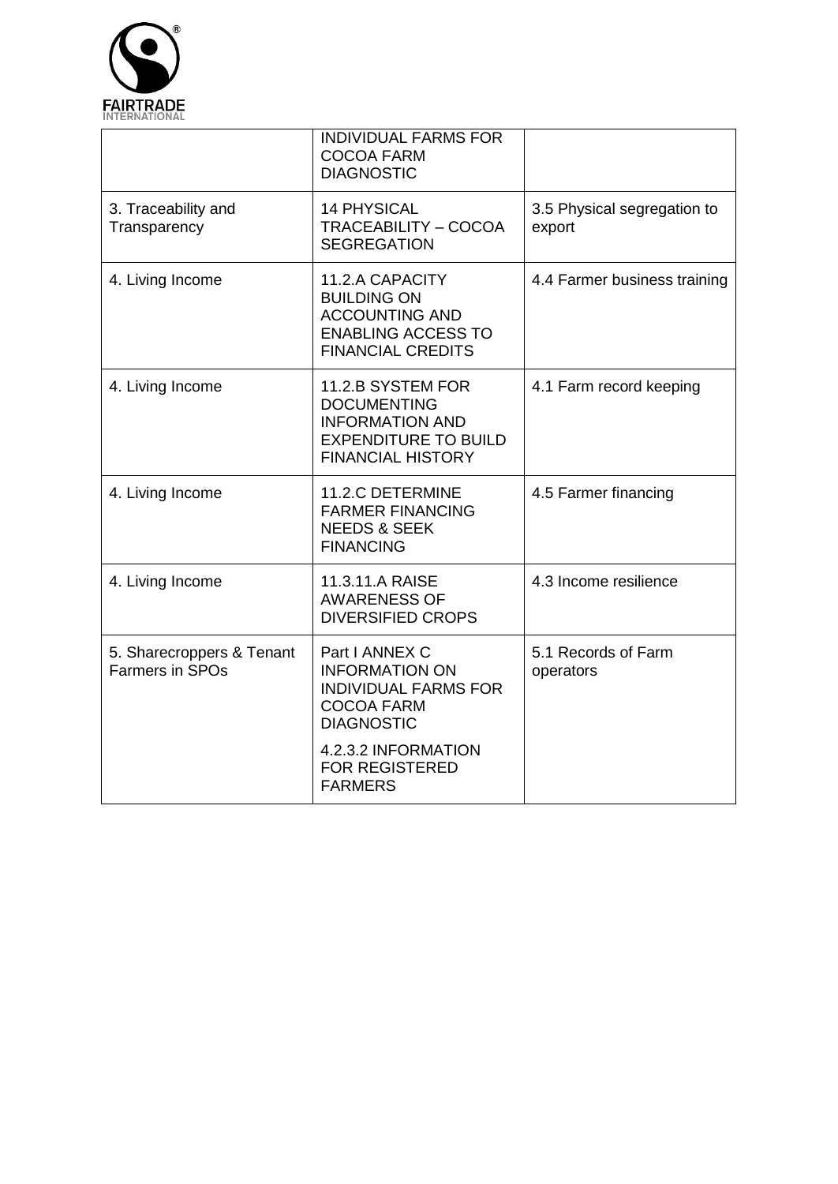| | | |
|---|---|---|
| | INDIVIDUAL FARMS FOR COCOA FARM DIAGNOSTIC | |
| 3. Traceability and Transparency | 14 PHYSICAL TRACEABILITY – COCOA SEGREGATION | 3.5 Physical segregation to export |
| 4. Living Income | 11.2.A CAPACITY BUILDING ON ACCOUNTING AND ENABLING ACCESS TO FINANCIAL CREDITS | 4.4 Farmer business training |
| 4. Living Income | 11.2.B SYSTEM FOR DOCUMENTING INFORMATION AND EXPENDITURE TO BUILD FINANCIAL HISTORY | 4.1 Farm record keeping |
| 4. Living Income | 11.2.C DETERMINE FARMER FINANCING NEEDS & SEEK FINANCING | 4.5 Farmer financing |
| 4. Living Income | 11.3.11.A RAISE AWARENESS OF DIVERSIFIED CROPS | 4.3 Income resilience |
| 5. Sharecroppers & Tenant Farmers in SPOs | Part I ANNEX C INFORMATION ON INDIVIDUAL FARMS FOR COCOA FARM DIAGNOSTIC<br><br>4.2.3.2 INFORMATION FOR REGISTERED FARMERS | 5.1 Records of Farm operators |